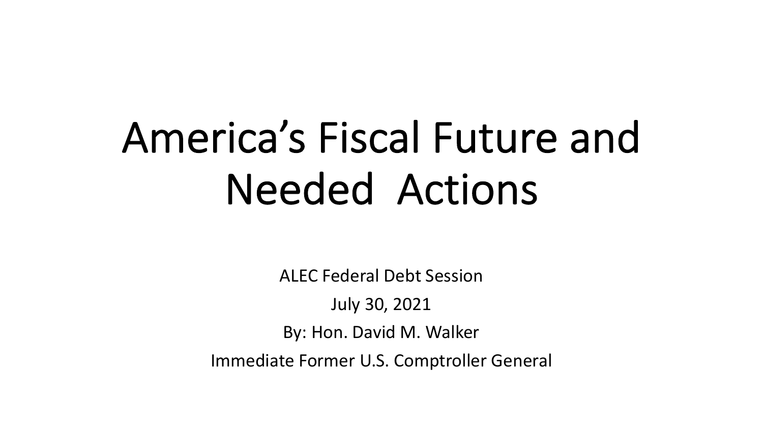# America's Fiscal Future and Needed Actions

ALEC Federal Debt Session

July 30, 2021

By: Hon. David M. Walker

Immediate Former U.S. Comptroller General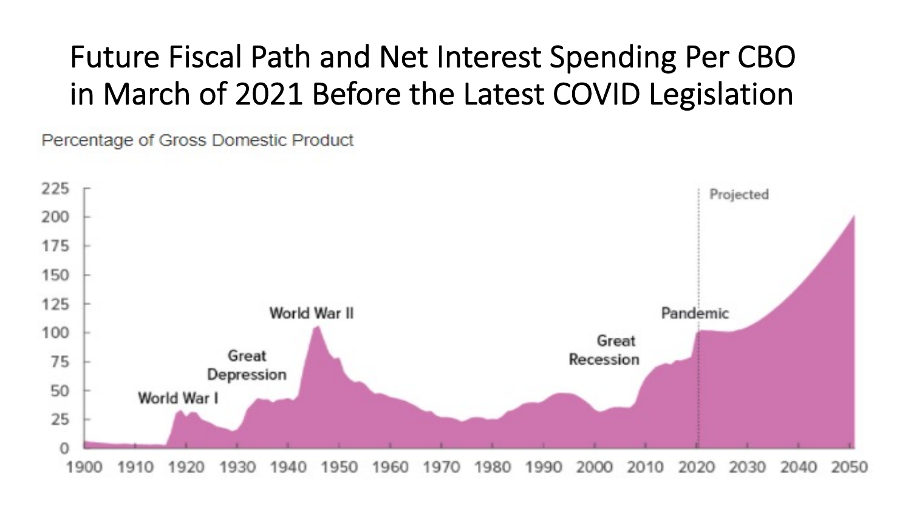# Future Fiscal Path and Net Interest Spending Per CBO in March of 2021 Before the Latest COVID Legislation

Percentage of Gross Domestic Product

225
200
175
150
125
100
75
50
25
0

1900 1910 1920 1930 1940 1950 1960 1970 1980 1990 2000 2010 2020 2030 2040 2050

World War I

Great Depression

World War II

Great Recession

Pandemic

Projected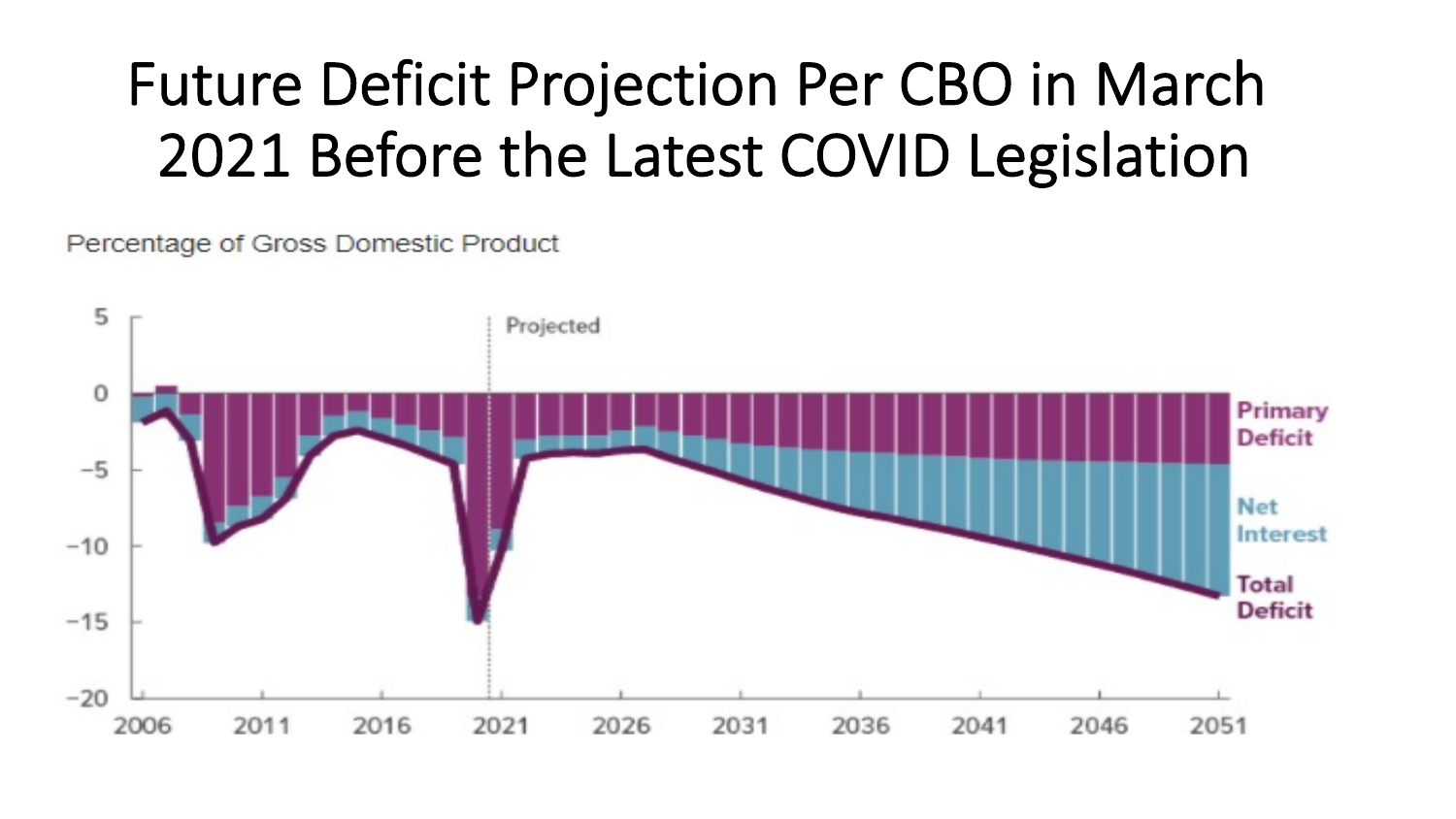# Future Deficit Projection Per CBO in March 2021 Before the Latest COVID Legislation

Percentage of Gross Domestic Product

Projected

Primary Deficit

Net Interest

Total Deficit

5
0
−5
−10
−15
−20

2006 2011 2016 2021 2026 2031 2036 2041 2046 2051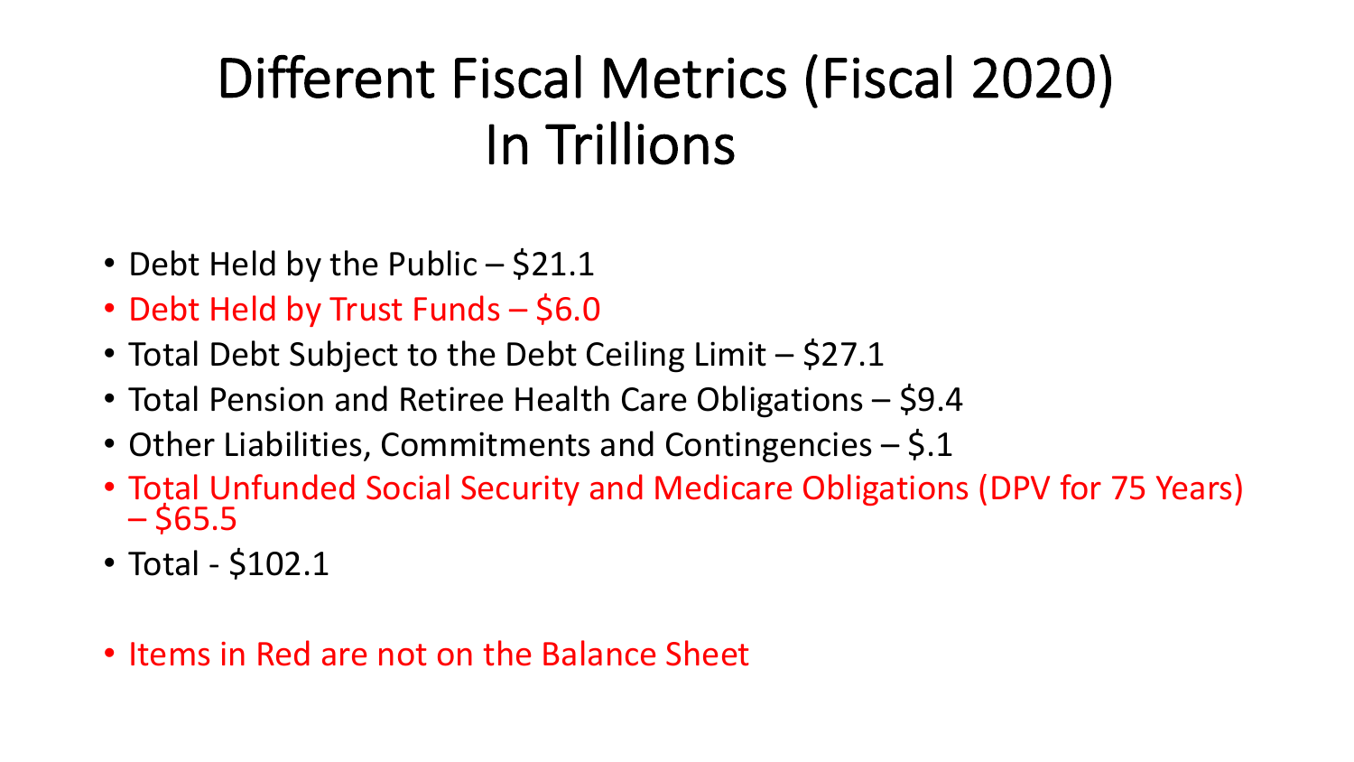# Different Fiscal Metrics (Fiscal 2020) In Trillions

- Debt Held by the Public – $21.1
- Debt Held by Trust Funds – $6.0
- Total Debt Subject to the Debt Ceiling Limit – $27.1
- Total Pension and Retiree Health Care Obligations – $9.4
- Other Liabilities, Commitments and Contingencies – $.1
- Total Unfunded Social Security and Medicare Obligations (DPV for 75 Years) – $65.5
- Total - $102.1

- Items in Red are not on the Balance Sheet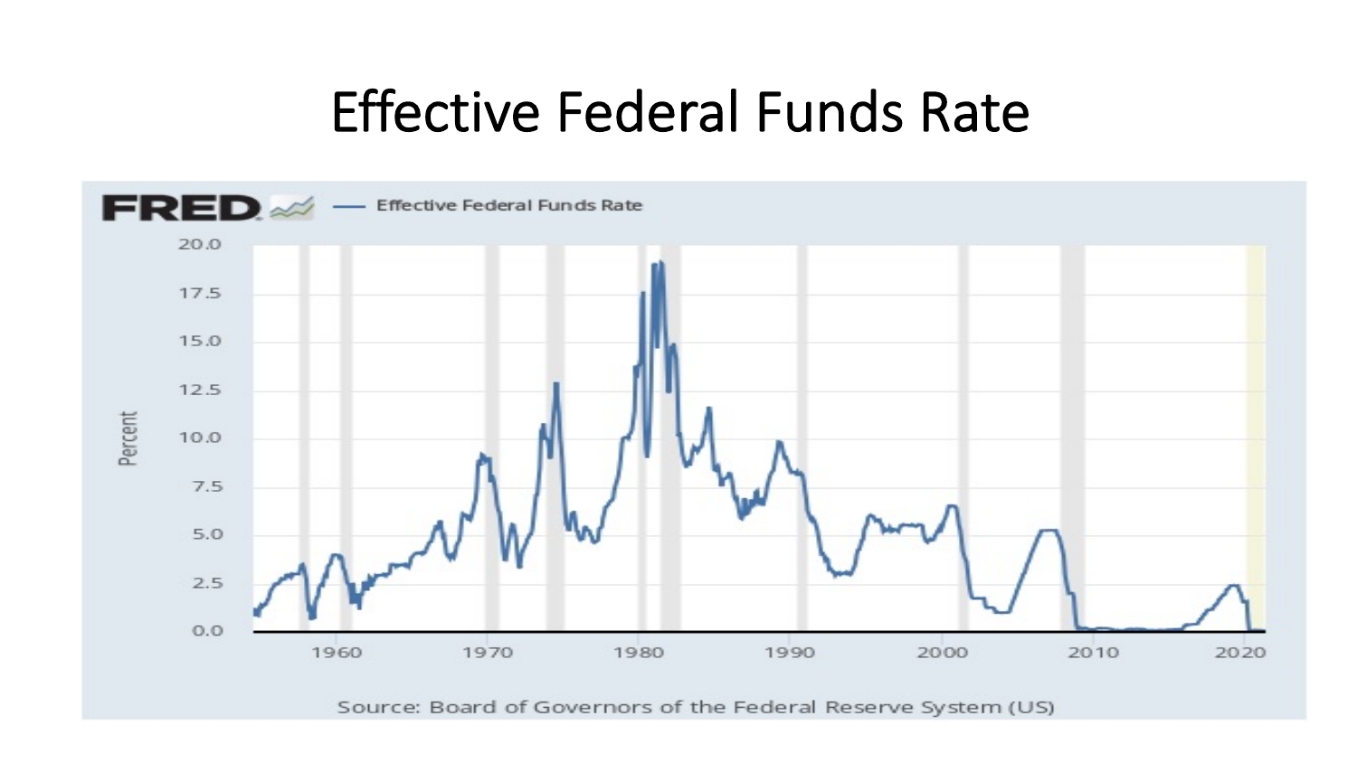# Effective Federal Funds Rate

FRED — Effective Federal Funds Rate

Percent

Source: Board of Governors of the Federal Reserve System (US)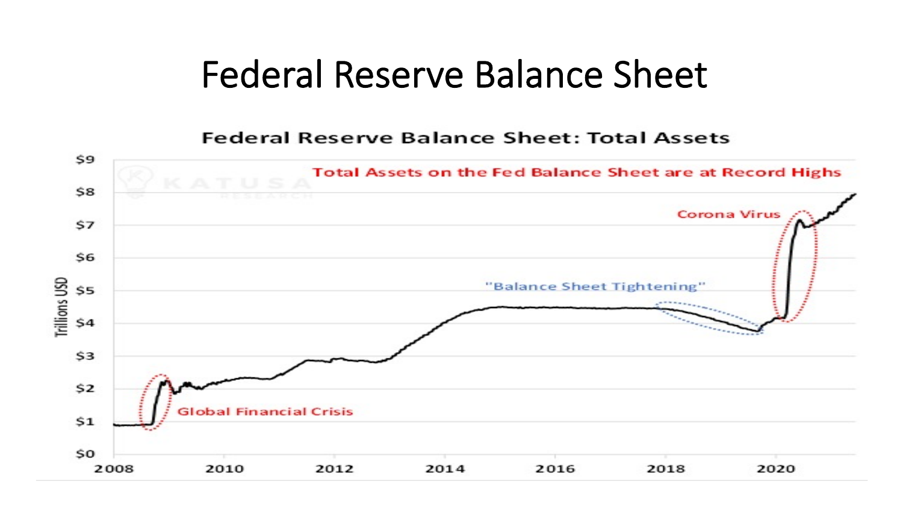# Federal Reserve Balance Sheet

Federal Reserve Balance Sheet: Total Assets

Total Assets on the Fed Balance Sheet are at Record Highs

Trillions USD

$9
$8
$7
$6
$5
$4
$3
$2
$1
$0

2008 2010 2012 2014 2016 2018 2020

Global Financial Crisis

"Balance Sheet Tightening"

Corona Virus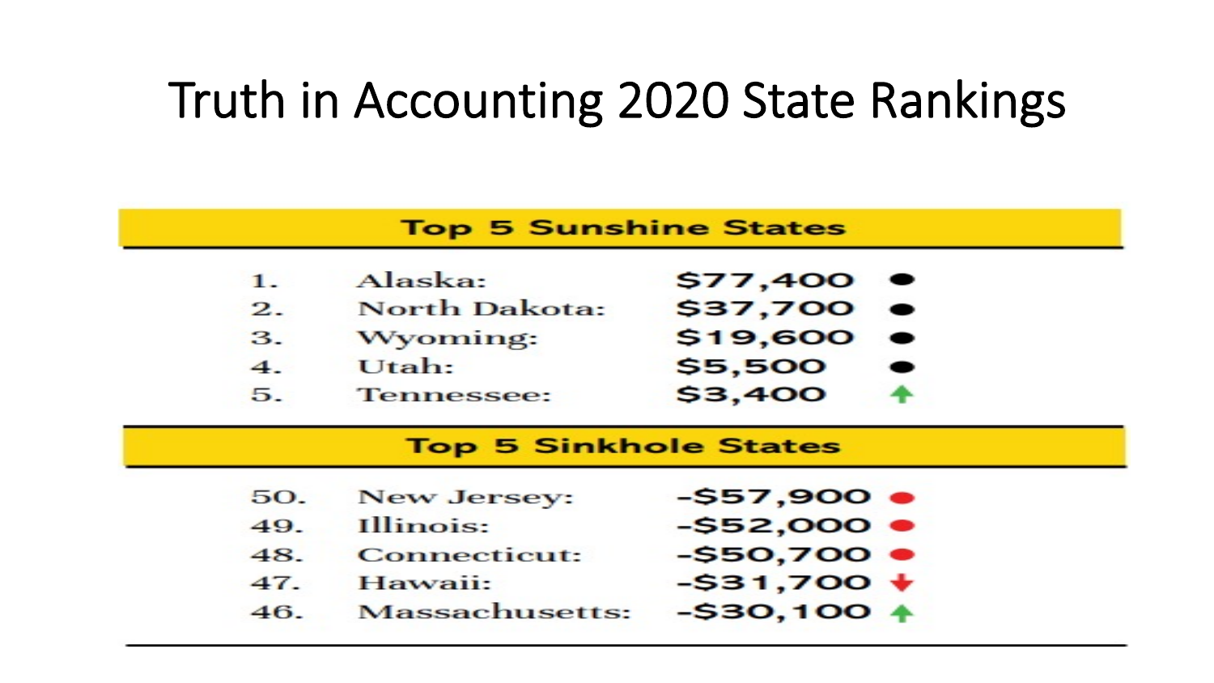# Truth in Accounting 2020 State Rankings

| Top 5 Sunshine States | | | |
|---|---|---|---|
| 1. | Alaska: | $77,400 | ● |
| 2. | North Dakota: | $37,700 | ● |
| 3. | Wyoming: | $19,600 | ● |
| 4. | Utah: | $5,500 | ● |
| 5. | Tennessee: | $3,400 | ↑ |

| Top 5 Sinkhole States | | | |
|---|---|---|---|
| 50. | New Jersey: | -$57,900 | ● |
| 49. | Illinois: | -$52,000 | ● |
| 48. | Connecticut: | -$50,700 | ● |
| 47. | Hawaii: | -$31,700 | ↓ |
| 46. | Massachusetts: | -$30,100 | ↑ |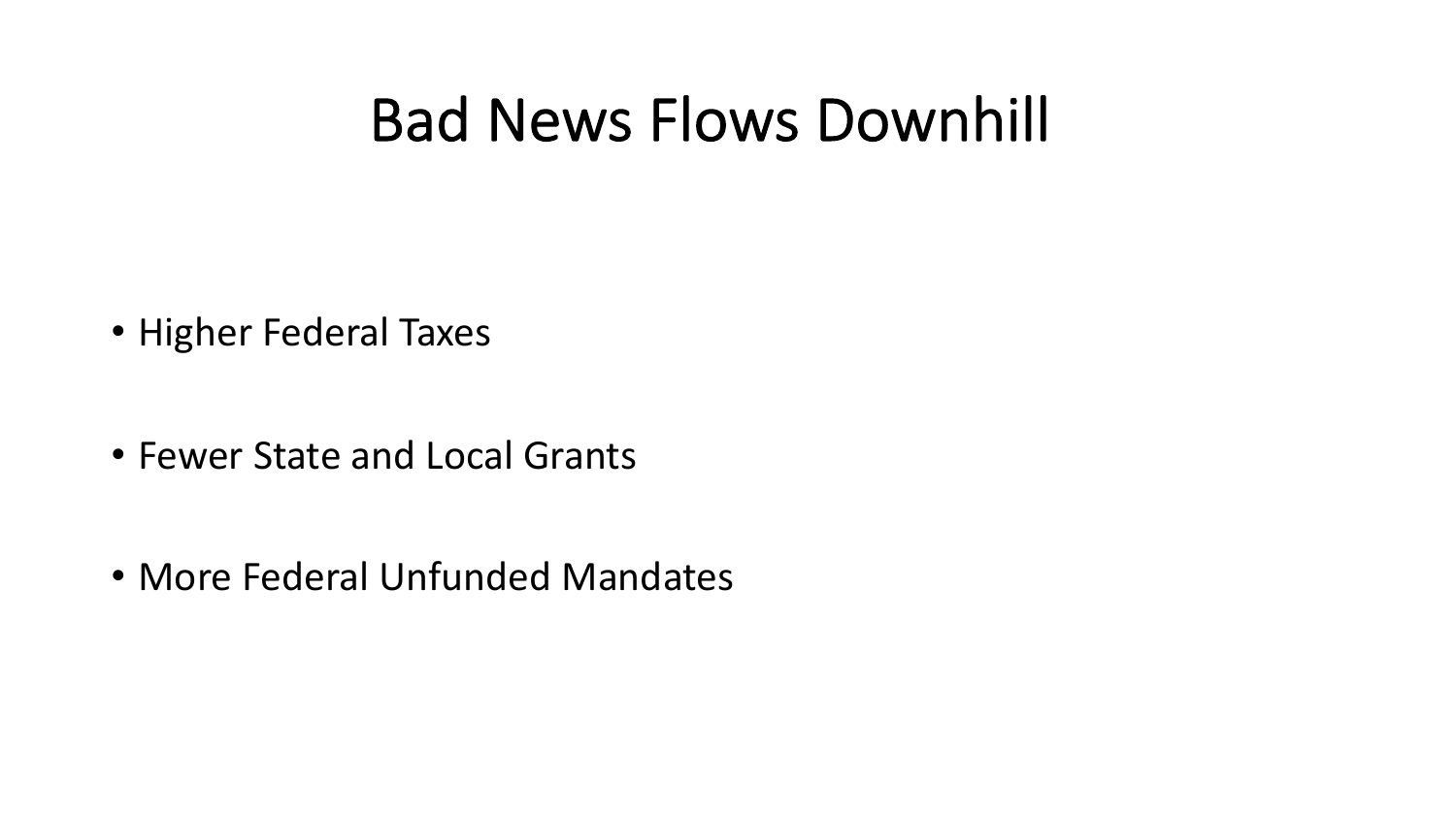# Bad News Flows Downhill

- Higher Federal Taxes
- Fewer State and Local Grants
- More Federal Unfunded Mandates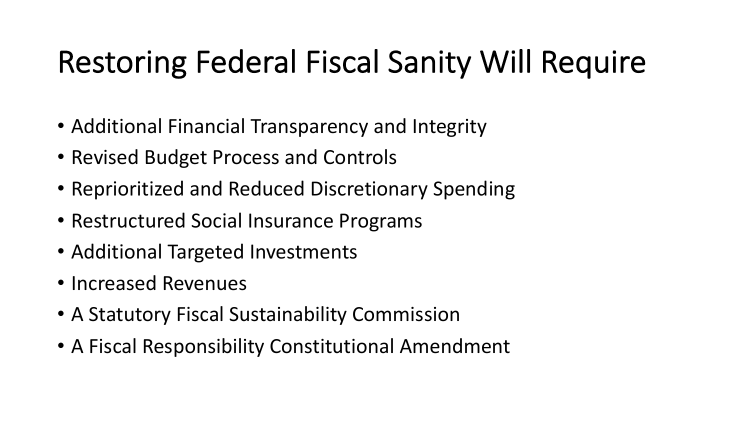# Restoring Federal Fiscal Sanity Will Require

- Additional Financial Transparency and Integrity
- Revised Budget Process and Controls
- Reprioritized and Reduced Discretionary Spending
- Restructured Social Insurance Programs
- Additional Targeted Investments
- Increased Revenues
- A Statutory Fiscal Sustainability Commission
- A Fiscal Responsibility Constitutional Amendment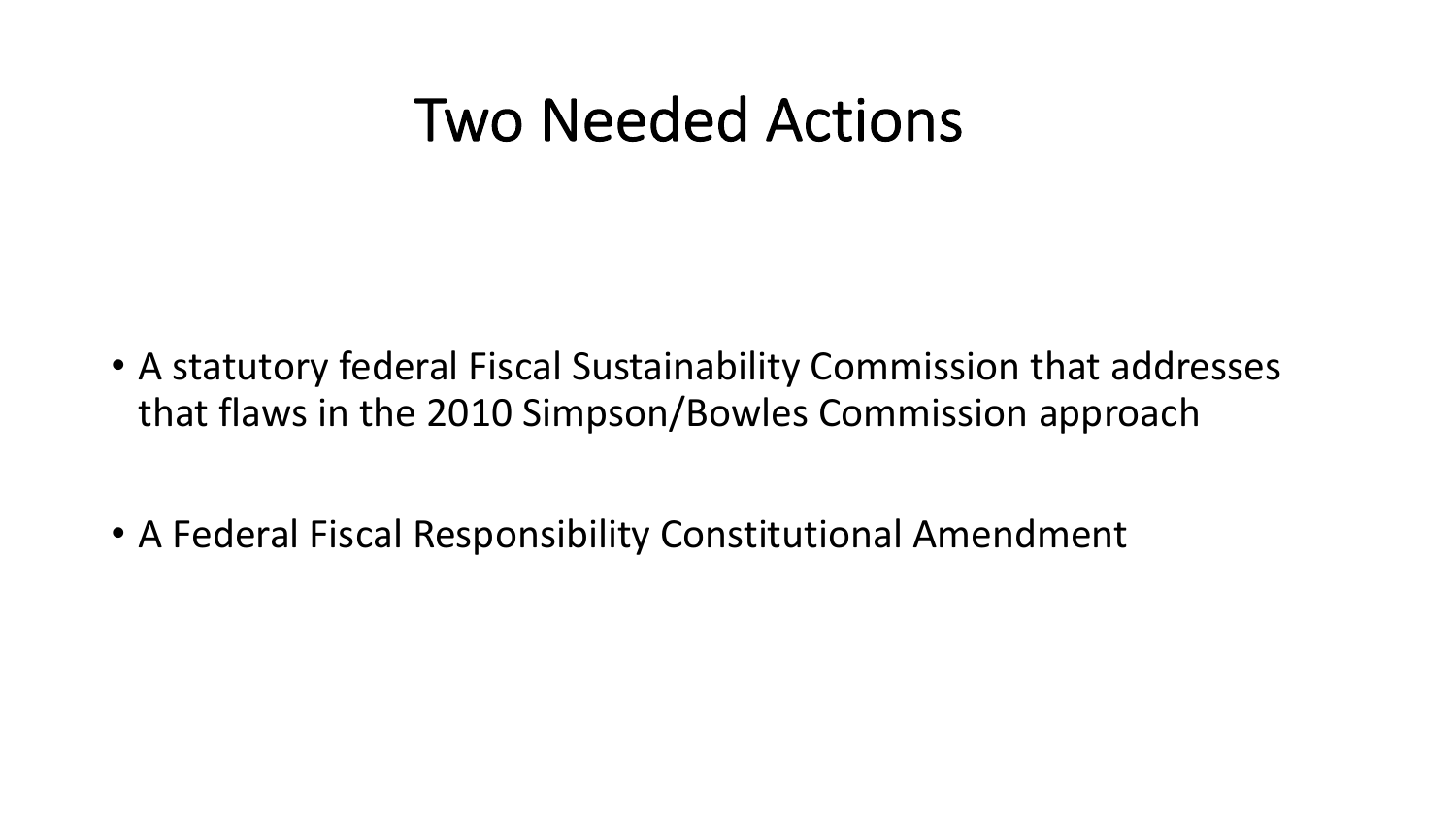# Two Needed Actions

- A statutory federal Fiscal Sustainability Commission that addresses that flaws in the 2010 Simpson/Bowles Commission approach
- A Federal Fiscal Responsibility Constitutional Amendment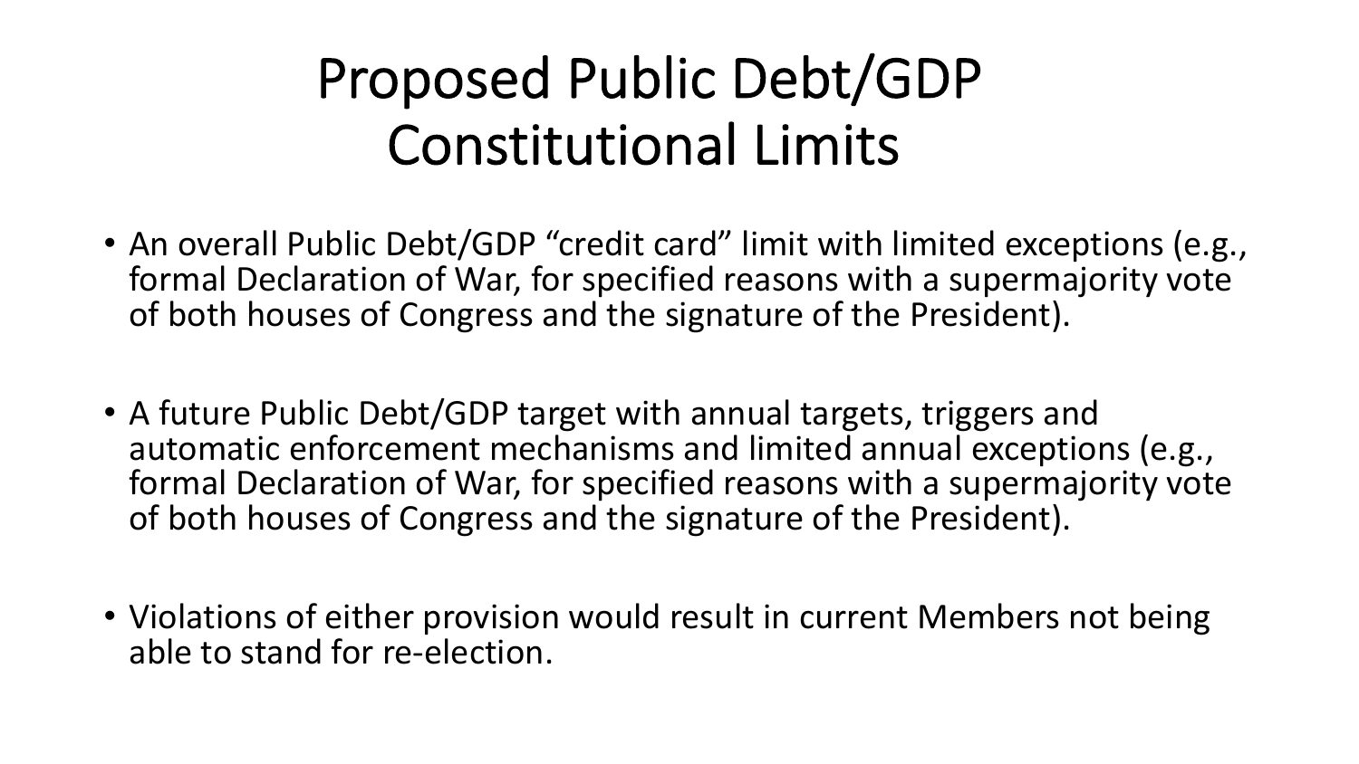# Proposed Public Debt/GDP Constitutional Limits

- An overall Public Debt/GDP "credit card" limit with limited exceptions (e.g., formal Declaration of War, for specified reasons with a supermajority vote of both houses of Congress and the signature of the President).
- A future Public Debt/GDP target with annual targets, triggers and automatic enforcement mechanisms and limited annual exceptions (e.g., formal Declaration of War, for specified reasons with a supermajority vote of both houses of Congress and the signature of the President).
- Violations of either provision would result in current Members not being able to stand for re-election.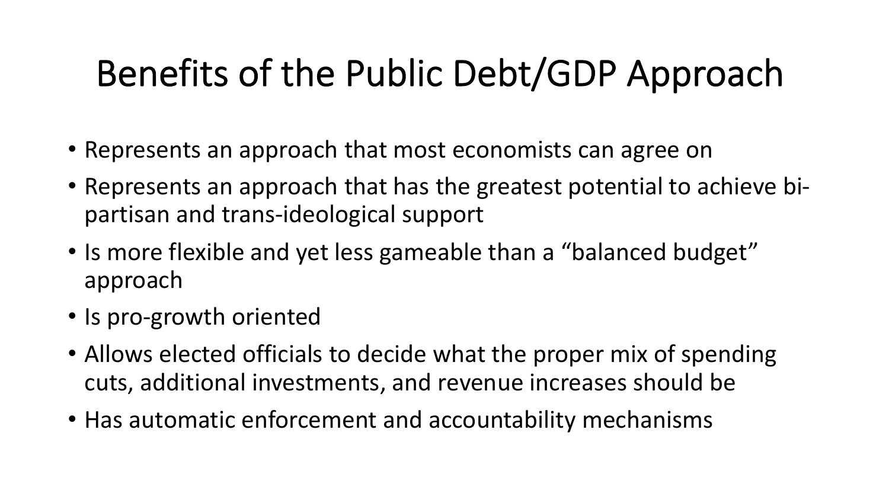# Benefits of the Public Debt/GDP Approach

- Represents an approach that most economists can agree on
- Represents an approach that has the greatest potential to achieve bi-partisan and trans-ideological support
- Is more flexible and yet less gameable than a "balanced budget" approach
- Is pro-growth oriented
- Allows elected officials to decide what the proper mix of spending cuts, additional investments, and revenue increases should be
- Has automatic enforcement and accountability mechanisms